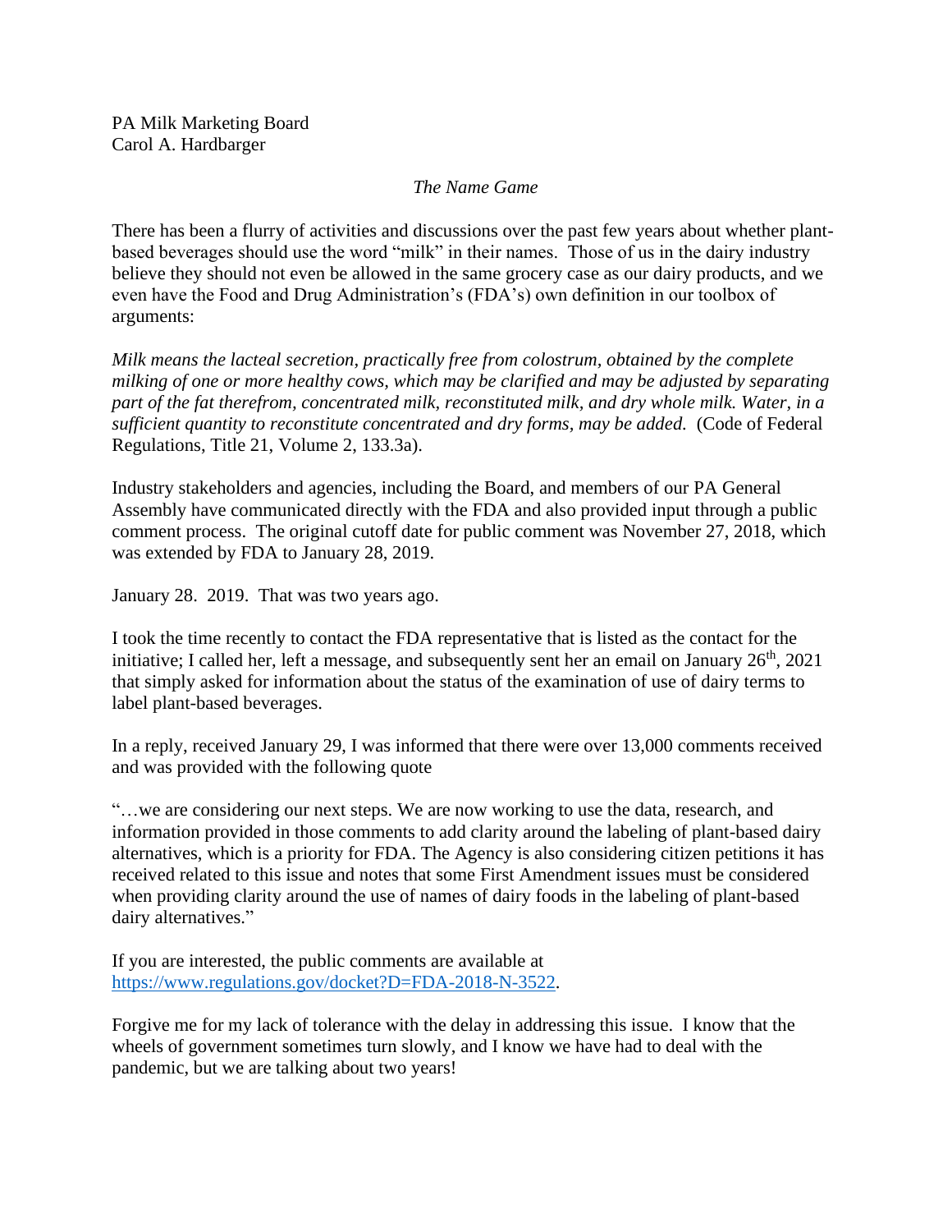PA Milk Marketing Board  
Carol A. Hardbarger

*The Name Game*

There has been a flurry of activities and discussions over the past few years about whether plant-based beverages should use the word "milk" in their names. Those of us in the dairy industry believe they should not even be allowed in the same grocery case as our dairy products, and we even have the Food and Drug Administration's (FDA's) own definition in our toolbox of arguments:

*Milk means the lacteal secretion, practically free from colostrum, obtained by the complete milking of one or more healthy cows, which may be clarified and may be adjusted by separating part of the fat therefrom, concentrated milk, reconstituted milk, and dry whole milk. Water, in a sufficient quantity to reconstitute concentrated and dry forms, may be added.* (Code of Federal Regulations, Title 21, Volume 2, 133.3a).

Industry stakeholders and agencies, including the Board, and members of our PA General Assembly have communicated directly with the FDA and also provided input through a public comment process. The original cutoff date for public comment was November 27, 2018, which was extended by FDA to January 28, 2019.

January 28. 2019. That was two years ago.

I took the time recently to contact the FDA representative that is listed as the contact for the initiative; I called her, left a message, and subsequently sent her an email on January 26th, 2021 that simply asked for information about the status of the examination of use of dairy terms to label plant-based beverages.

In a reply, received January 29, I was informed that there were over 13,000 comments received and was provided with the following quote

"…we are considering our next steps. We are now working to use the data, research, and information provided in those comments to add clarity around the labeling of plant-based dairy alternatives, which is a priority for FDA. The Agency is also considering citizen petitions it has received related to this issue and notes that some First Amendment issues must be considered when providing clarity around the use of names of dairy foods in the labeling of plant-based dairy alternatives."

If you are interested, the public comments are available at https://www.regulations.gov/docket?D=FDA-2018-N-3522.

Forgive me for my lack of tolerance with the delay in addressing this issue. I know that the wheels of government sometimes turn slowly, and I know we have had to deal with the pandemic, but we are talking about two years!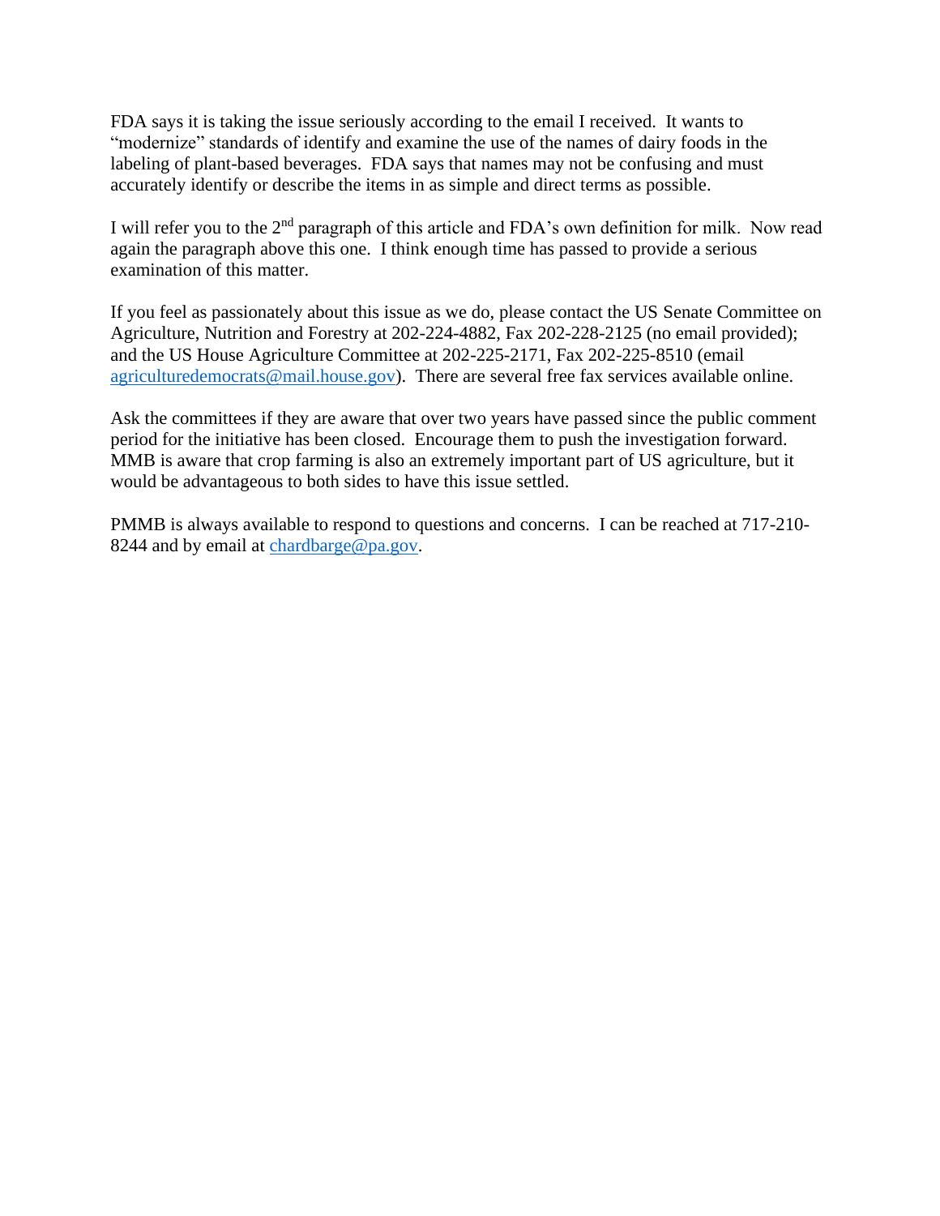FDA says it is taking the issue seriously according to the email I received. It wants to "modernize" standards of identify and examine the use of the names of dairy foods in the labeling of plant-based beverages. FDA says that names may not be confusing and must accurately identify or describe the items in as simple and direct terms as possible.

I will refer you to the 2nd paragraph of this article and FDA's own definition for milk. Now read again the paragraph above this one. I think enough time has passed to provide a serious examination of this matter.

If you feel as passionately about this issue as we do, please contact the US Senate Committee on Agriculture, Nutrition and Forestry at 202-224-4882, Fax 202-228-2125 (no email provided); and the US House Agriculture Committee at 202-225-2171, Fax 202-225-8510 (email agriculturedemocrats@mail.house.gov). There are several free fax services available online.

Ask the committees if they are aware that over two years have passed since the public comment period for the initiative has been closed. Encourage them to push the investigation forward. MMB is aware that crop farming is also an extremely important part of US agriculture, but it would be advantageous to both sides to have this issue settled.

PMMB is always available to respond to questions and concerns. I can be reached at 717-210-8244 and by email at chardbarge@pa.gov.